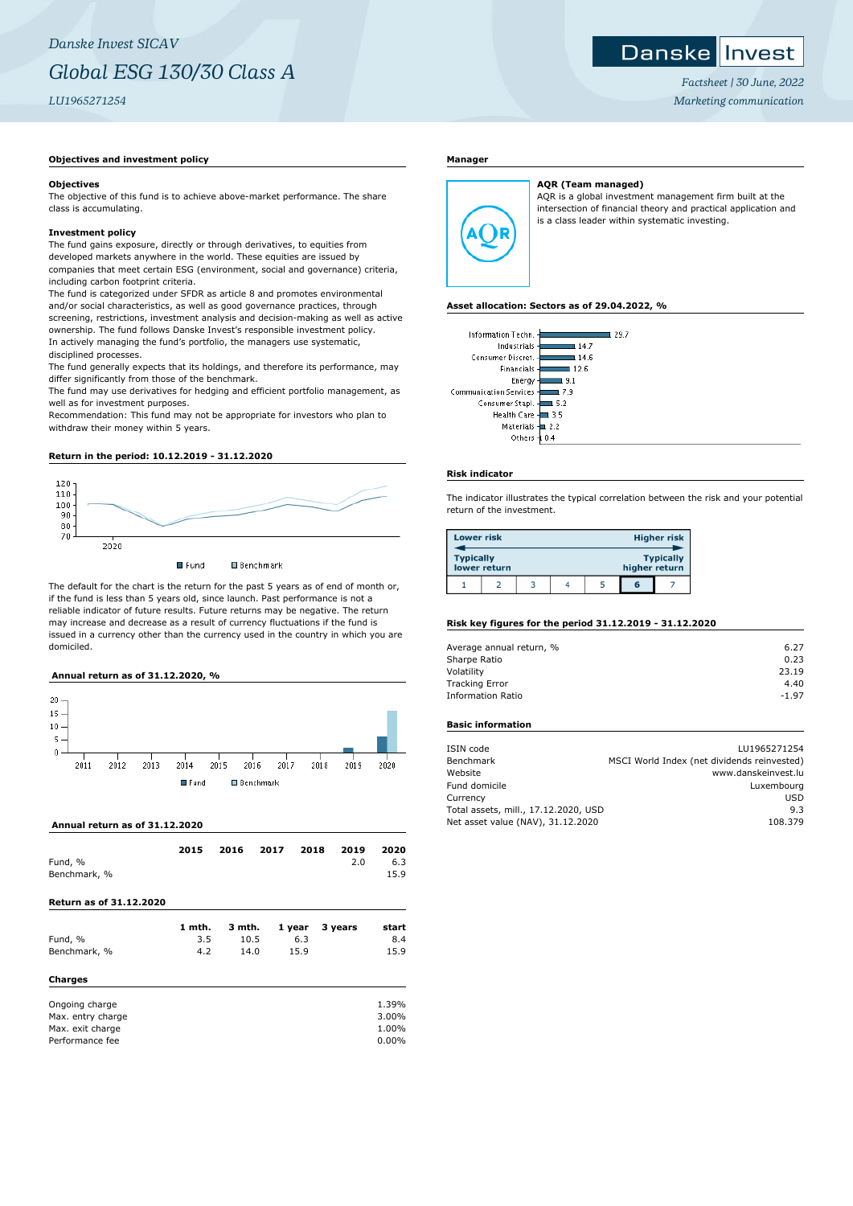*Danske Invest SICAV*

# *Global ESG 130/30 Class A*

*LU1965271254*

Danske Invest

*Factsheet | 30 June, 2022*

*Marketing communication*

## Objectives and investment policy

### Objectives

The objective of this fund is to achieve above-market performance. The share class is accumulating.

### Investment policy

The fund gains exposure, directly or through derivatives, to equities from developed markets anywhere in the world. These equities are issued by companies that meet certain ESG (environment, social and governance) criteria, including carbon footprint criteria.

The fund is categorized under SFDR as article 8 and promotes environmental and/or social characteristics, as well as good governance practices, through screening, restrictions, investment analysis and decision-making as well as active ownership. The fund follows Danske Invest's responsible investment policy.

In actively managing the fund's portfolio, the managers use systematic, disciplined processes.

The fund generally expects that its holdings, and therefore its performance, may differ significantly from those of the benchmark.

The fund may use derivatives for hedging and efficient portfolio management, as well as for investment purposes.

Recommendation: This fund may not be appropriate for investors who plan to withdraw their money within 5 years.

## Return in the period: 10.12.2019 - 31.12.2020

Fund · Benchmark

The default for the chart is the return for the past 5 years as of end of month or, if the fund is less than 5 years old, since launch. Past performance is not a reliable indicator of future results. Future returns may be negative. The return may increase and decrease as a result of currency fluctuations if the fund is issued in a currency other than the currency used in the country in which you are domiciled.

## Annual return as of 31.12.2020, %

Fund · Benchmark

## Annual return as of 31.12.2020

| | 2015 | 2016 | 2017 | 2018 | 2019 | 2020 |
|---|---|---|---|---|---|---|
| Fund, % | | | | | 2.0 | 6.3 |
| Benchmark, % | | | | | | 15.9 |

## Return as of 31.12.2020

| | 1 mth. | 3 mth. | 1 year | 3 years | start |
|---|---|---|---|---|---|
| Fund, % | 3.5 | 10.5 | 6.3 | | 8.4 |
| Benchmark, % | 4.2 | 14.0 | 15.9 | | 15.9 |

## Charges

| | |
|---|---|
| Ongoing charge | 1.39% |
| Max. entry charge | 3.00% |
| Max. exit charge | 1.00% |
| Performance fee | 0.00% |

## Manager

**AQR (Team managed)**

AQR is a global investment management firm built at the intersection of financial theory and practical application and is a class leader within systematic investing.

## Asset allocation: Sectors as of 29.04.2022, %

| Sector | % |
|---|---|
| Information Techn. | 29.7 |
| Industrials | 14.7 |
| Consumer Discret. | 14.6 |
| Financials | 12.6 |
| Energy | 9.1 |
| Communication Services | 7.9 |
| Consumer Stapl. | 5.2 |
| Health Care | 3.5 |
| Materials | 2.2 |
| Others | 0.4 |

## Risk indicator

The indicator illustrates the typical correlation between the risk and your potential return of the investment.

| Lower risk | | | | | | Higher risk |
|---|---|---|---|---|---|---|
| Typically lower return | | | | | | Typically higher return |
| 1 | 2 | 3 | 4 | 5 | **6** | 7 |

## Risk key figures for the period 31.12.2019 - 31.12.2020

| | |
|---|---|
| Average annual return, % | 6.27 |
| Sharpe Ratio | 0.23 |
| Volatility | 23.19 |
| Tracking Error | 4.40 |
| Information Ratio | -1.97 |

## Basic information

| | |
|---|---|
| ISIN code | LU1965271254 |
| Benchmark | MSCI World Index (net dividends reinvested) |
| Website | www.danskeinvest.lu |
| Fund domicile | Luxembourg |
| Currency | USD |
| Total assets, mill., 17.12.2020, USD | 9.3 |
| Net asset value (NAV), 31.12.2020 | 108.379 |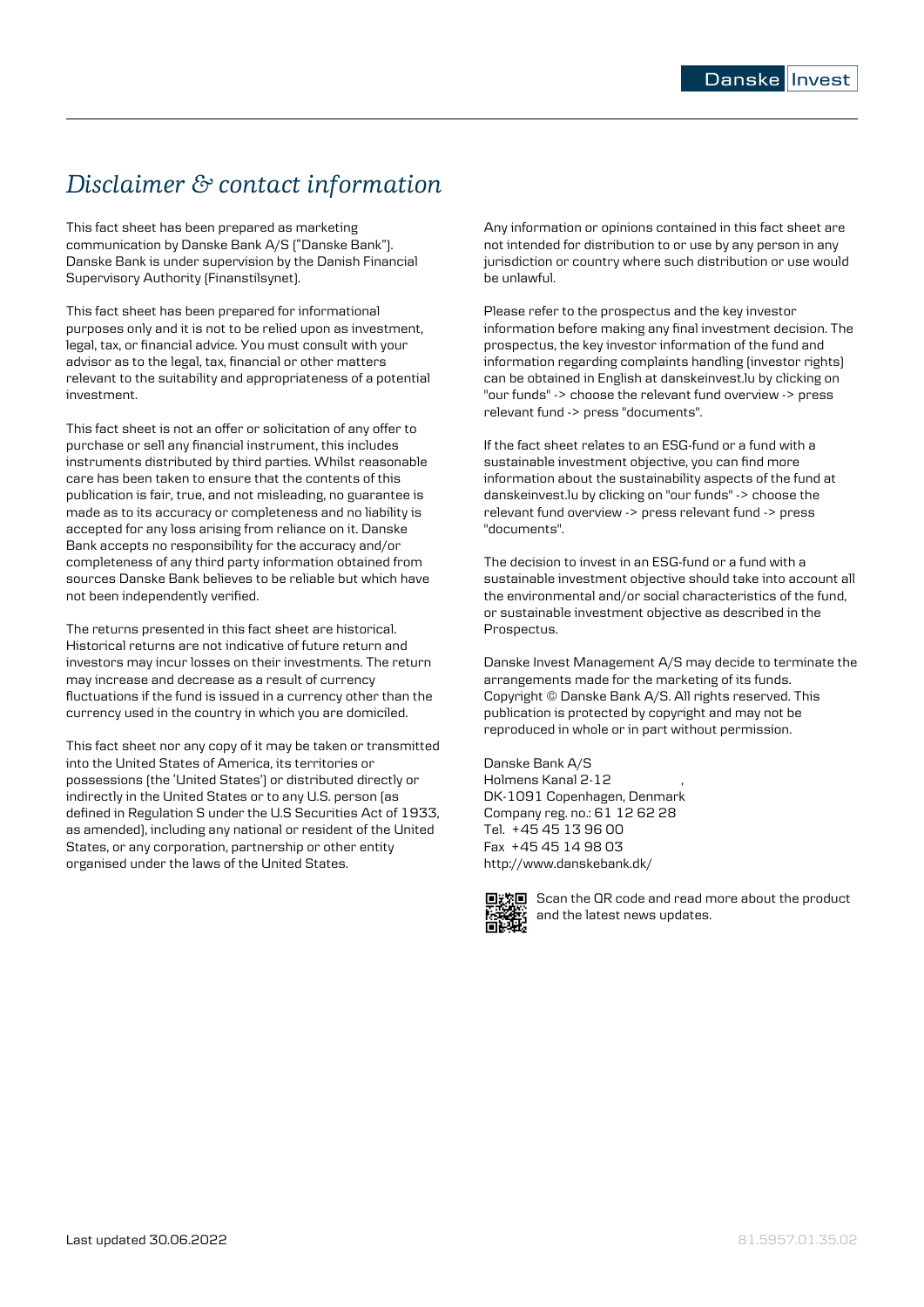# *Disclaimer & contact information*

This fact sheet has been prepared as marketing communication by Danske Bank A/S ("Danske Bank"). Danske Bank is under supervision by the Danish Financial Supervisory Authority (Finanstilsynet).

This fact sheet has been prepared for informational purposes only and it is not to be relied upon as investment, legal, tax, or financial advice. You must consult with your advisor as to the legal, tax, financial or other matters relevant to the suitability and appropriateness of a potential investment.

This fact sheet is not an offer or solicitation of any offer to purchase or sell any financial instrument, this includes instruments distributed by third parties. Whilst reasonable care has been taken to ensure that the contents of this publication is fair, true, and not misleading, no guarantee is made as to its accuracy or completeness and no liability is accepted for any loss arising from reliance on it. Danske Bank accepts no responsibility for the accuracy and/or completeness of any third party information obtained from sources Danske Bank believes to be reliable but which have not been independently verified.

The returns presented in this fact sheet are historical. Historical returns are not indicative of future return and investors may incur losses on their investments. The return may increase and decrease as a result of currency fluctuations if the fund is issued in a currency other than the currency used in the country in which you are domiciled.

This fact sheet nor any copy of it may be taken or transmitted into the United States of America, its territories or possessions (the 'United States') or distributed directly or indirectly in the United States or to any U.S. person (as defined in Regulation S under the U.S Securities Act of 1933, as amended), including any national or resident of the United States, or any corporation, partnership or other entity organised under the laws of the United States.

Any information or opinions contained in this fact sheet are not intended for distribution to or use by any person in any jurisdiction or country where such distribution or use would be unlawful.

Please refer to the prospectus and the key investor information before making any final investment decision. The prospectus, the key investor information of the fund and information regarding complaints handling (investor rights) can be obtained in English at danskeinvest.lu by clicking on "our funds" -> choose the relevant fund overview -> press relevant fund -> press "documents".

If the fact sheet relates to an ESG-fund or a fund with a sustainable investment objective, you can find more information about the sustainability aspects of the fund at danskeinvest.lu by clicking on "our funds" -> choose the relevant fund overview -> press relevant fund -> press "documents".

The decision to invest in an ESG-fund or a fund with a sustainable investment objective should take into account all the environmental and/or social characteristics of the fund, or sustainable investment objective as described in the Prospectus.

Danske Invest Management A/S may decide to terminate the arrangements made for the marketing of its funds. Copyright © Danske Bank A/S. All rights reserved. This publication is protected by copyright and may not be reproduced in whole or in part without permission.

Danske Bank A/S  
Holmens Kanal 2-12  
DK-1091 Copenhagen, Denmark  
Company reg. no.: 61 12 62 28  
Tel. +45 45 13 96 00  
Fax +45 45 14 98 03  
http://www.danskebank.dk/

Scan the QR code and read more about the product and the latest news updates.

Last updated 30.06.2022

81.5957.01.35.02